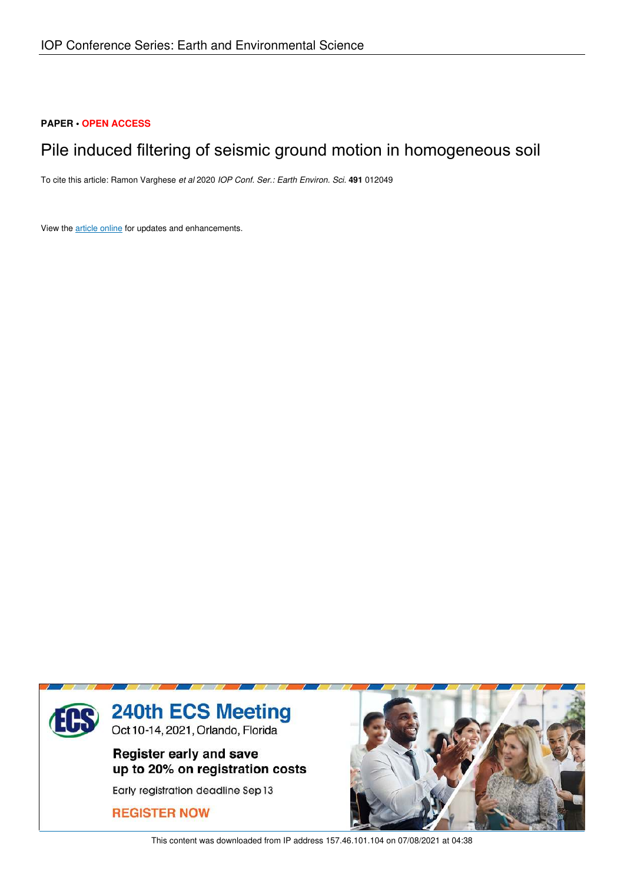IOP Conference Series: Earth and Environmental Science

**PAPER** • **OPEN ACCESS**

# Pile induced filtering of seismic ground motion in homogeneous soil

To cite this article: Ramon Varghese *et al* 2020 *IOP Conf. Ser.: Earth Environ. Sci.* **491** 012049

View the article online for updates and enhancements.

240th ECS Meeting
Oct 10-14, 2021, Orlando, Florida

Register early and save up to 20% on registration costs

Early registration deadline Sep 13

REGISTER NOW

This content was downloaded from IP address 157.46.101.104 on 07/08/2021 at 04:38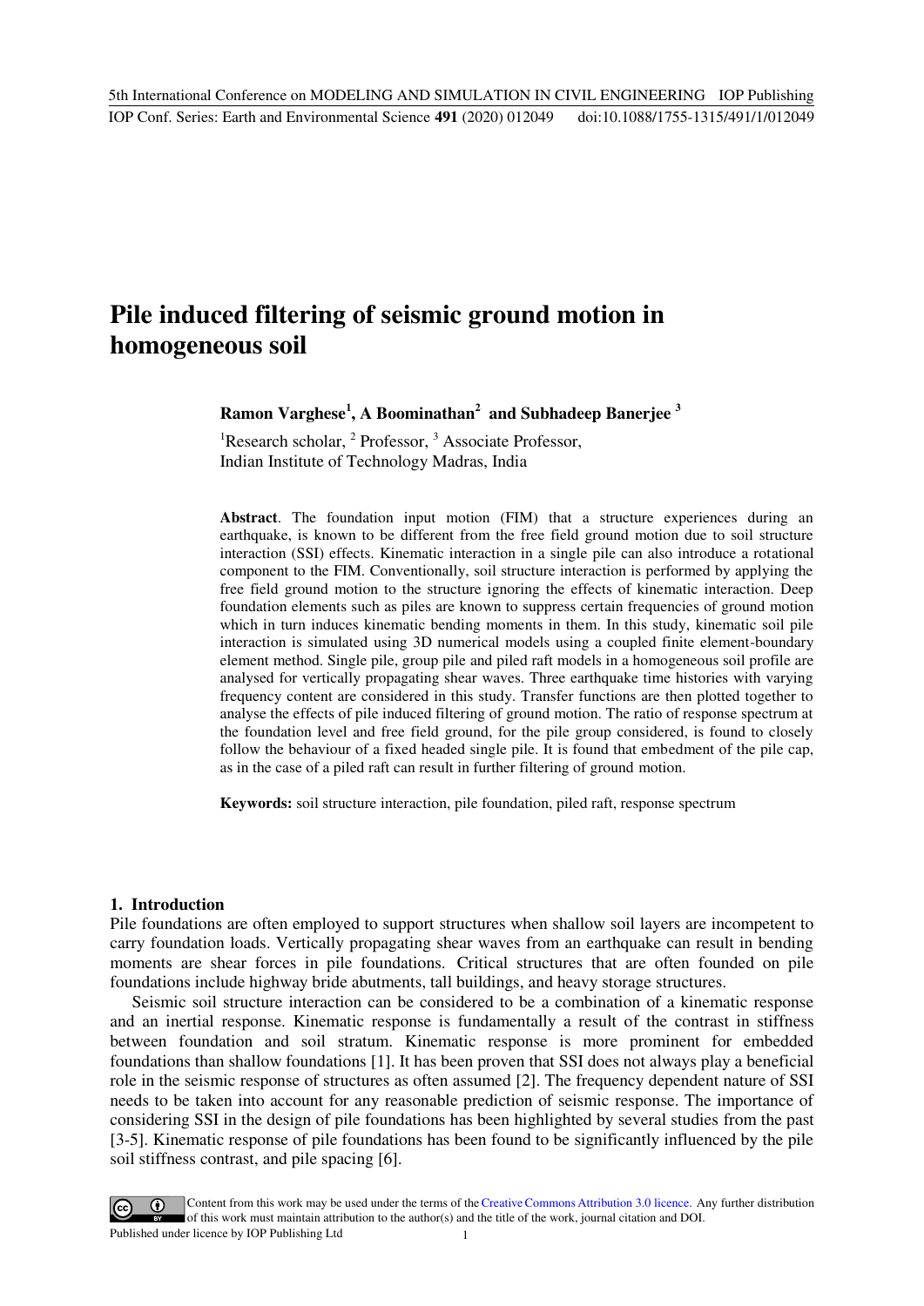# Pile induced filtering of seismic ground motion in homogeneous soil

**Ramon Varghese[1], A Boominathan[2] and Subhadeep Banerjee [3]**

[1]Research scholar, [2] Professor, [3] Associate Professor,
Indian Institute of Technology Madras, India

**Abstract**. The foundation input motion (FIM) that a structure experiences during an earthquake, is known to be different from the free field ground motion due to soil structure interaction (SSI) effects. Kinematic interaction in a single pile can also introduce a rotational component to the FIM. Conventionally, soil structure interaction is performed by applying the free field ground motion to the structure ignoring the effects of kinematic interaction. Deep foundation elements such as piles are known to suppress certain frequencies of ground motion which in turn induces kinematic bending moments in them. In this study, kinematic soil pile interaction is simulated using 3D numerical models using a coupled finite element-boundary element method. Single pile, group pile and piled raft models in a homogeneous soil profile are analysed for vertically propagating shear waves. Three earthquake time histories with varying frequency content are considered in this study. Transfer functions are then plotted together to analyse the effects of pile induced filtering of ground motion. The ratio of response spectrum at the foundation level and free field ground, for the pile group considered, is found to closely follow the behaviour of a fixed headed single pile. It is found that embedment of the pile cap, as in the case of a piled raft can result in further filtering of ground motion.

**Keywords:** soil structure interaction, pile foundation, piled raft, response spectrum

## 1. Introduction

Pile foundations are often employed to support structures when shallow soil layers are incompetent to carry foundation loads. Vertically propagating shear waves from an earthquake can result in bending moments are shear forces in pile foundations. Critical structures that are often founded on pile foundations include highway bride abutments, tall buildings, and heavy storage structures.

Seismic soil structure interaction can be considered to be a combination of a kinematic response and an inertial response. Kinematic response is fundamentally a result of the contrast in stiffness between foundation and soil stratum. Kinematic response is more prominent for embedded foundations than shallow foundations [1]. It has been proven that SSI does not always play a beneficial role in the seismic response of structures as often assumed [2]. The frequency dependent nature of SSI needs to be taken into account for any reasonable prediction of seismic response. The importance of considering SSI in the design of pile foundations has been highlighted by several studies from the past [3-5]. Kinematic response of pile foundations has been found to be significantly influenced by the pile soil stiffness contrast, and pile spacing [6].

Content from this work may be used under the terms of the Creative Commons Attribution 3.0 licence. Any further distribution of this work must maintain attribution to the author(s) and the title of the work, journal citation and DOI.
Published under licence by IOP Publishing Ltd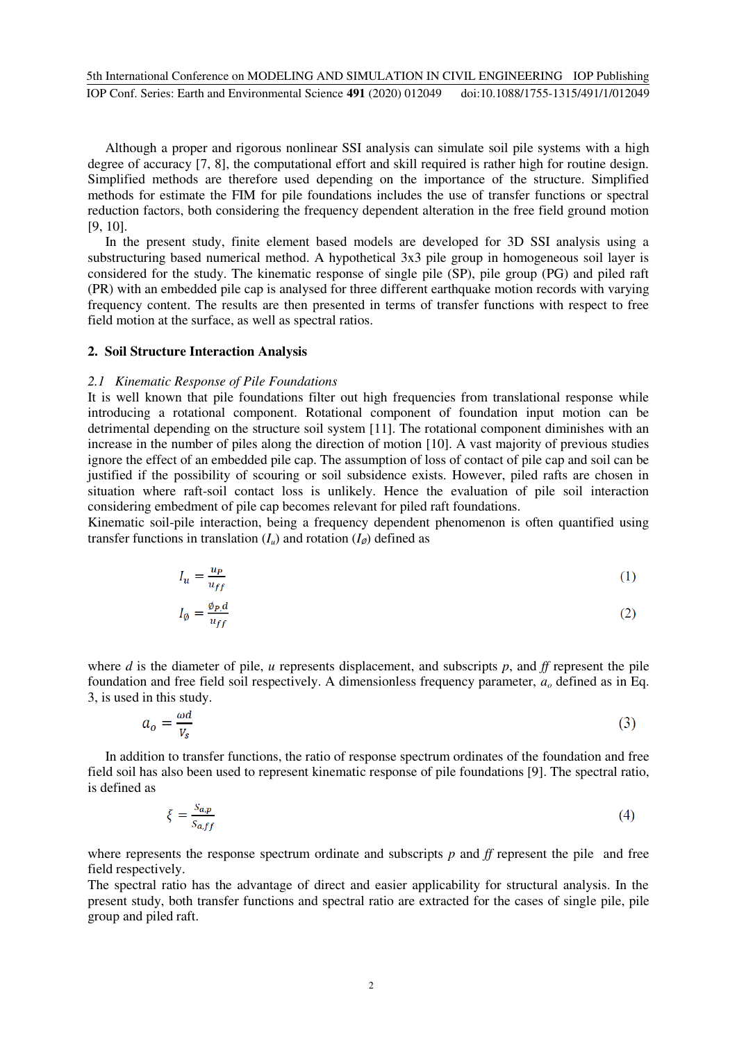Although a proper and rigorous nonlinear SSI analysis can simulate soil pile systems with a high degree of accuracy [7, 8], the computational effort and skill required is rather high for routine design. Simplified methods are therefore used depending on the importance of the structure. Simplified methods for estimate the FIM for pile foundations includes the use of transfer functions or spectral reduction factors, both considering the frequency dependent alteration in the free field ground motion [9, 10].

In the present study, finite element based models are developed for 3D SSI analysis using a substructuring based numerical method. A hypothetical 3x3 pile group in homogeneous soil layer is considered for the study. The kinematic response of single pile (SP), pile group (PG) and piled raft (PR) with an embedded pile cap is analysed for three different earthquake motion records with varying frequency content. The results are then presented in terms of transfer functions with respect to free field motion at the surface, as well as spectral ratios.

## 2. Soil Structure Interaction Analysis

### 2.1 Kinematic Response of Pile Foundations

It is well known that pile foundations filter out high frequencies from translational response while introducing a rotational component. Rotational component of foundation input motion can be detrimental depending on the structure soil system [11]. The rotational component diminishes with an increase in the number of piles along the direction of motion [10]. A vast majority of previous studies ignore the effect of an embedded pile cap. The assumption of loss of contact of pile cap and soil can be justified if the possibility of scouring or soil subsidence exists. However, piled rafts are chosen in situation where raft-soil contact loss is unlikely. Hence the evaluation of pile soil interaction considering embedment of pile cap becomes relevant for piled raft foundations.

Kinematic soil-pile interaction, being a frequency dependent phenomenon is often quantified using transfer functions in translation ($I_u$) and rotation ($I_\phi$) defined as

$$I_u = \frac{u_P}{u_{ff}} \tag{1}$$

$$I_\phi = \frac{\phi_P . d}{u_{ff}} \tag{2}$$

where *d* is the diameter of pile, *u* represents displacement, and subscripts *p*, and *ff* represent the pile foundation and free field soil respectively. A dimensionless frequency parameter, $a_o$ defined as in Eq. 3, is used in this study.

$$a_o = \frac{\omega d}{V_s} \tag{3}$$

In addition to transfer functions, the ratio of response spectrum ordinates of the foundation and free field soil has also been used to represent kinematic response of pile foundations [9]. The spectral ratio, is defined as

$$\xi = \frac{S_{a,p}}{S_{a,ff}} \tag{4}$$

where represents the response spectrum ordinate and subscripts *p* and *ff* represent the pile and free field respectively.

The spectral ratio has the advantage of direct and easier applicability for structural analysis. In the present study, both transfer functions and spectral ratio are extracted for the cases of single pile, pile group and piled raft.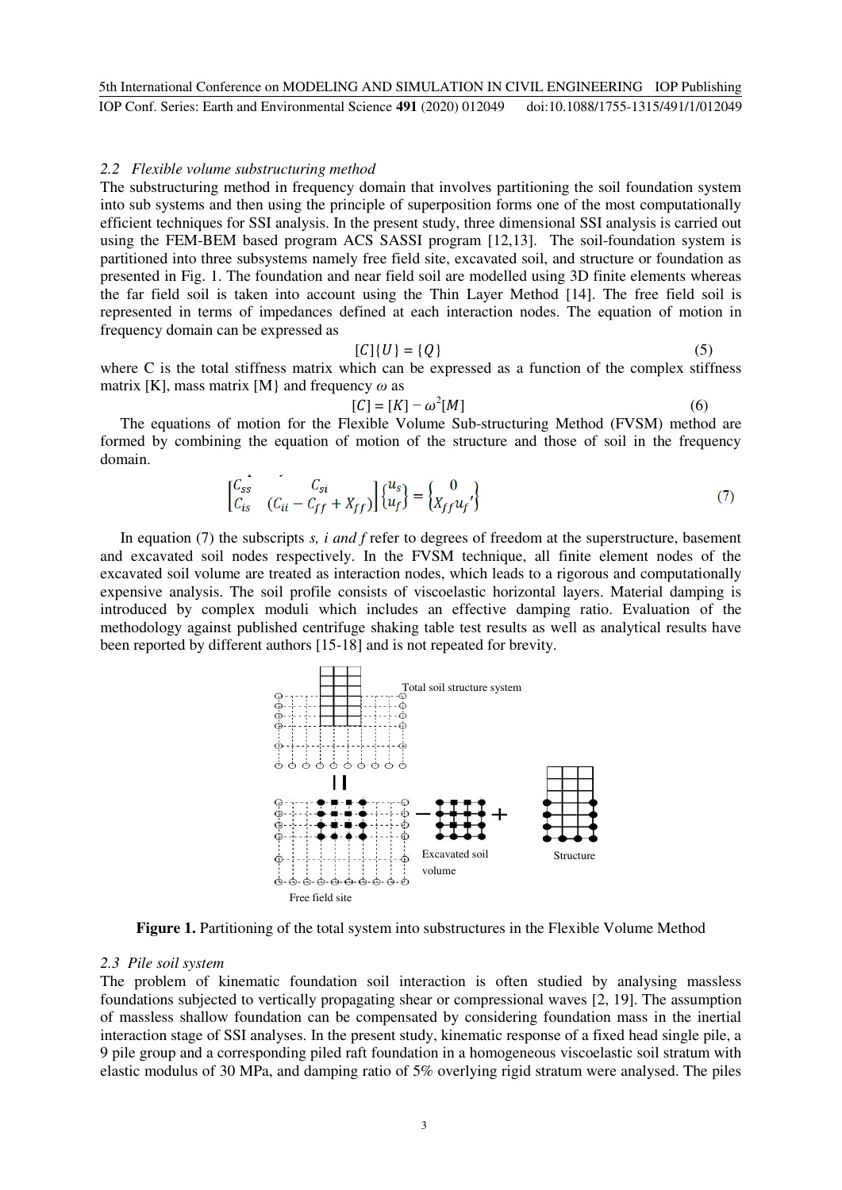### 2.2 *Flexible volume substructuring method*

The substructuring method in frequency domain that involves partitioning the soil foundation system into sub systems and then using the principle of superposition forms one of the most computationally efficient techniques for SSI analysis. In the present study, three dimensional SSI analysis is carried out using the FEM-BEM based program ACS SASSI program [12,13]. The soil-foundation system is partitioned into three subsystems namely free field site, excavated soil, and structure or foundation as presented in Fig. 1. The foundation and near field soil are modelled using 3D finite elements whereas the far field soil is taken into account using the Thin Layer Method [14]. The free field soil is represented in terms of impedances defined at each interaction nodes. The equation of motion in frequency domain can be expressed as

$$[C]\{U\} = \{Q\} \tag{5}$$

where C is the total stiffness matrix which can be expressed as a function of the complex stiffness matrix [K], mass matrix [M} and frequency $\omega$ as

$$[C] = [K] - \omega^2[M] \tag{6}$$

The equations of motion for the Flexible Volume Sub-structuring Method (FVSM) method are formed by combining the equation of motion of the structure and those of soil in the frequency domain.

$$\begin{bmatrix} C_{ss} & C_{si} \\ C_{is} & (C_{ii} - C_{ff} + X_{ff}) \end{bmatrix} \begin{Bmatrix} u_s \\ u_f \end{Bmatrix} = \begin{Bmatrix} 0 \\ X_{ff}u_f' \end{Bmatrix} \tag{7}$$

In equation (7) the subscripts *s, i and f* refer to degrees of freedom at the superstructure, basement and excavated soil nodes respectively. In the FVSM technique, all finite element nodes of the excavated soil volume are treated as interaction nodes, which leads to a rigorous and computationally expensive analysis. The soil profile consists of viscoelastic horizontal layers. Material damping is introduced by complex moduli which includes an effective damping ratio. Evaluation of the methodology against published centrifuge shaking table test results as well as analytical results have been reported by different authors [15-18] and is not repeated for brevity.

Total soil structure system

Excavated soil volume

Structure

Free field site

**Figure 1.** Partitioning of the total system into substructures in the Flexible Volume Method

### 2.3 *Pile soil system*

The problem of kinematic foundation soil interaction is often studied by analysing massless foundations subjected to vertically propagating shear or compressional waves [2, 19]. The assumption of massless shallow foundation can be compensated by considering foundation mass in the inertial interaction stage of SSI analyses. In the present study, kinematic response of a fixed head single pile, a 9 pile group and a corresponding piled raft foundation in a homogeneous viscoelastic soil stratum with elastic modulus of 30 MPa, and damping ratio of 5% overlying rigid stratum were analysed. The piles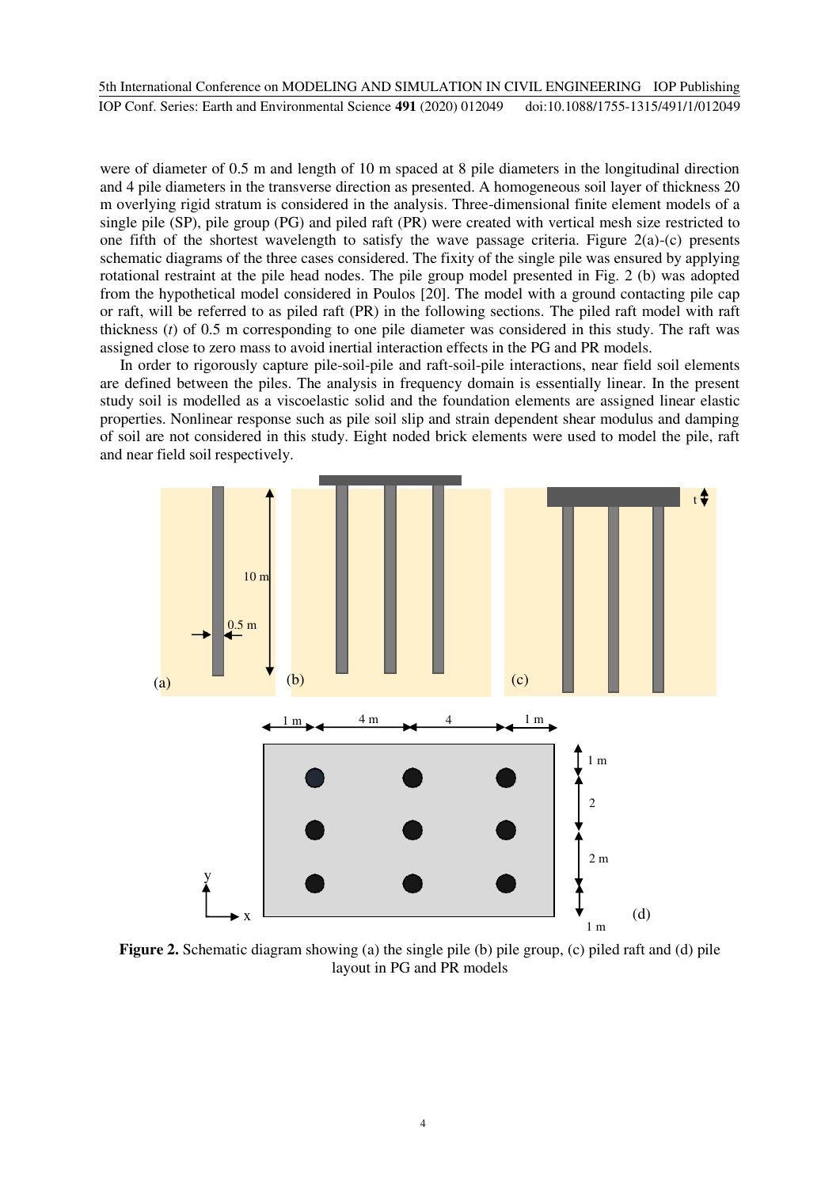were of diameter of 0.5 m and length of 10 m spaced at 8 pile diameters in the longitudinal direction and 4 pile diameters in the transverse direction as presented. A homogeneous soil layer of thickness 20 m overlying rigid stratum is considered in the analysis. Three-dimensional finite element models of a single pile (SP), pile group (PG) and piled raft (PR) were created with vertical mesh size restricted to one fifth of the shortest wavelength to satisfy the wave passage criteria. Figure 2(a)-(c) presents schematic diagrams of the three cases considered. The fixity of the single pile was ensured by applying rotational restraint at the pile head nodes. The pile group model presented in Fig. 2 (b) was adopted from the hypothetical model considered in Poulos [20]. The model with a ground contacting pile cap or raft, will be referred to as piled raft (PR) in the following sections. The piled raft model with raft thickness ($t$) of 0.5 m corresponding to one pile diameter was considered in this study. The raft was assigned close to zero mass to avoid inertial interaction effects in the PG and PR models.

In order to rigorously capture pile-soil-pile and raft-soil-pile interactions, near field soil elements are defined between the piles. The analysis in frequency domain is essentially linear. In the present study soil is modelled as a viscoelastic solid and the foundation elements are assigned linear elastic properties. Nonlinear response such as pile soil slip and strain dependent shear modulus and damping of soil are not considered in this study. Eight noded brick elements were used to model the pile, raft and near field soil respectively.

**Figure 2.** Schematic diagram showing (a) the single pile (b) pile group, (c) piled raft and (d) pile layout in PG and PR models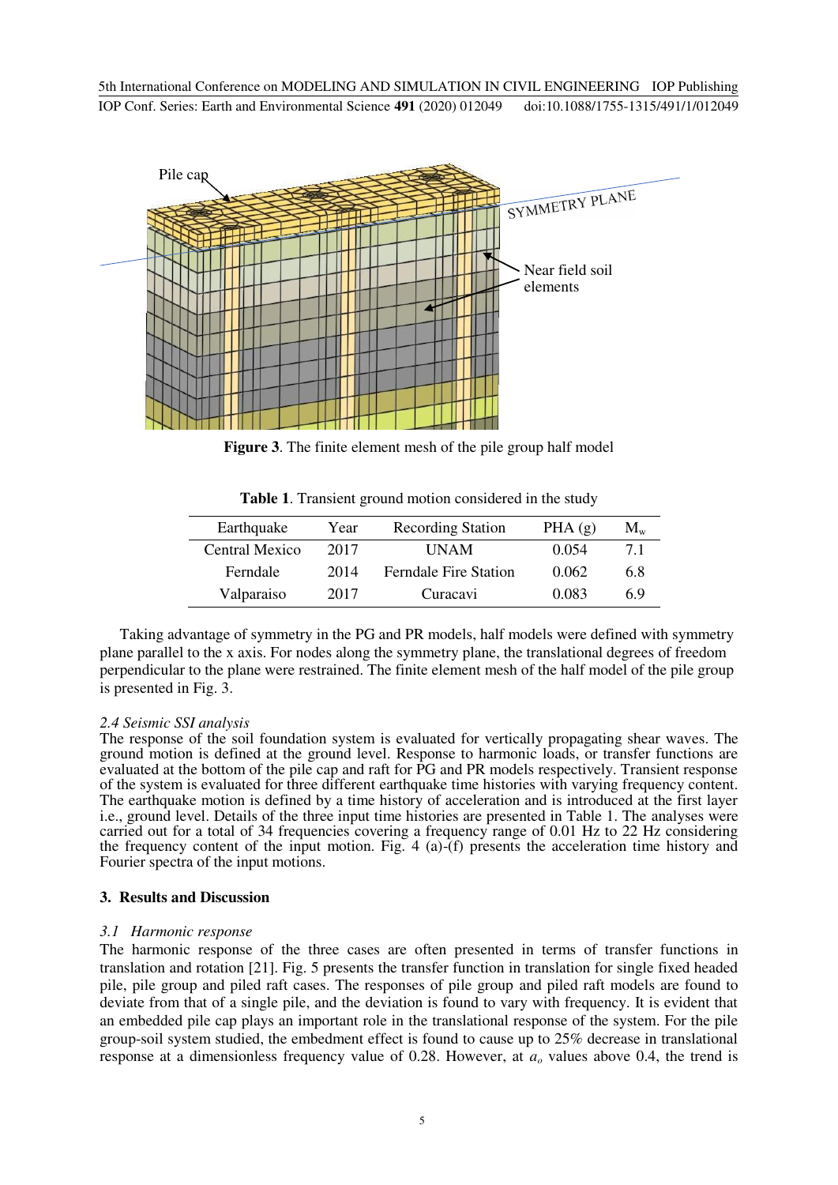**Figure 3**. The finite element mesh of the pile group half model

**Table 1**. Transient ground motion considered in the study

| Earthquake | Year | Recording Station | PHA (g) | $M_w$ |
|---|---|---|---|---|
| Central Mexico | 2017 | UNAM | 0.054 | 7.1 |
| Ferndale | 2014 | Ferndale Fire Station | 0.062 | 6.8 |
| Valparaiso | 2017 | Curacavi | 0.083 | 6.9 |

Taking advantage of symmetry in the PG and PR models, half models were defined with symmetry plane parallel to the x axis. For nodes along the symmetry plane, the translational degrees of freedom perpendicular to the plane were restrained. The finite element mesh of the half model of the pile group is presented in Fig. 3.

*2.4 Seismic SSI analysis*

The response of the soil foundation system is evaluated for vertically propagating shear waves. The ground motion is defined at the ground level. Response to harmonic loads, or transfer functions are evaluated at the bottom of the pile cap and raft for PG and PR models respectively. Transient response of the system is evaluated for three different earthquake time histories with varying frequency content. The earthquake motion is defined by a time history of acceleration and is introduced at the first layer i.e., ground level. Details of the three input time histories are presented in Table 1. The analyses were carried out for a total of 34 frequencies covering a frequency range of 0.01 Hz to 22 Hz considering the frequency content of the input motion. Fig. 4 (a)-(f) presents the acceleration time history and Fourier spectra of the input motions.

## 3. Results and Discussion

*3.1 Harmonic response*

The harmonic response of the three cases are often presented in terms of transfer functions in translation and rotation [21]. Fig. 5 presents the transfer function in translation for single fixed headed pile, pile group and piled raft cases. The responses of pile group and piled raft models are found to deviate from that of a single pile, and the deviation is found to vary with frequency. It is evident that an embedded pile cap plays an important role in the translational response of the system. For the pile group-soil system studied, the embedment effect is found to cause up to 25% decrease in translational response at a dimensionless frequency value of 0.28. However, at $a_o$ values above 0.4, the trend is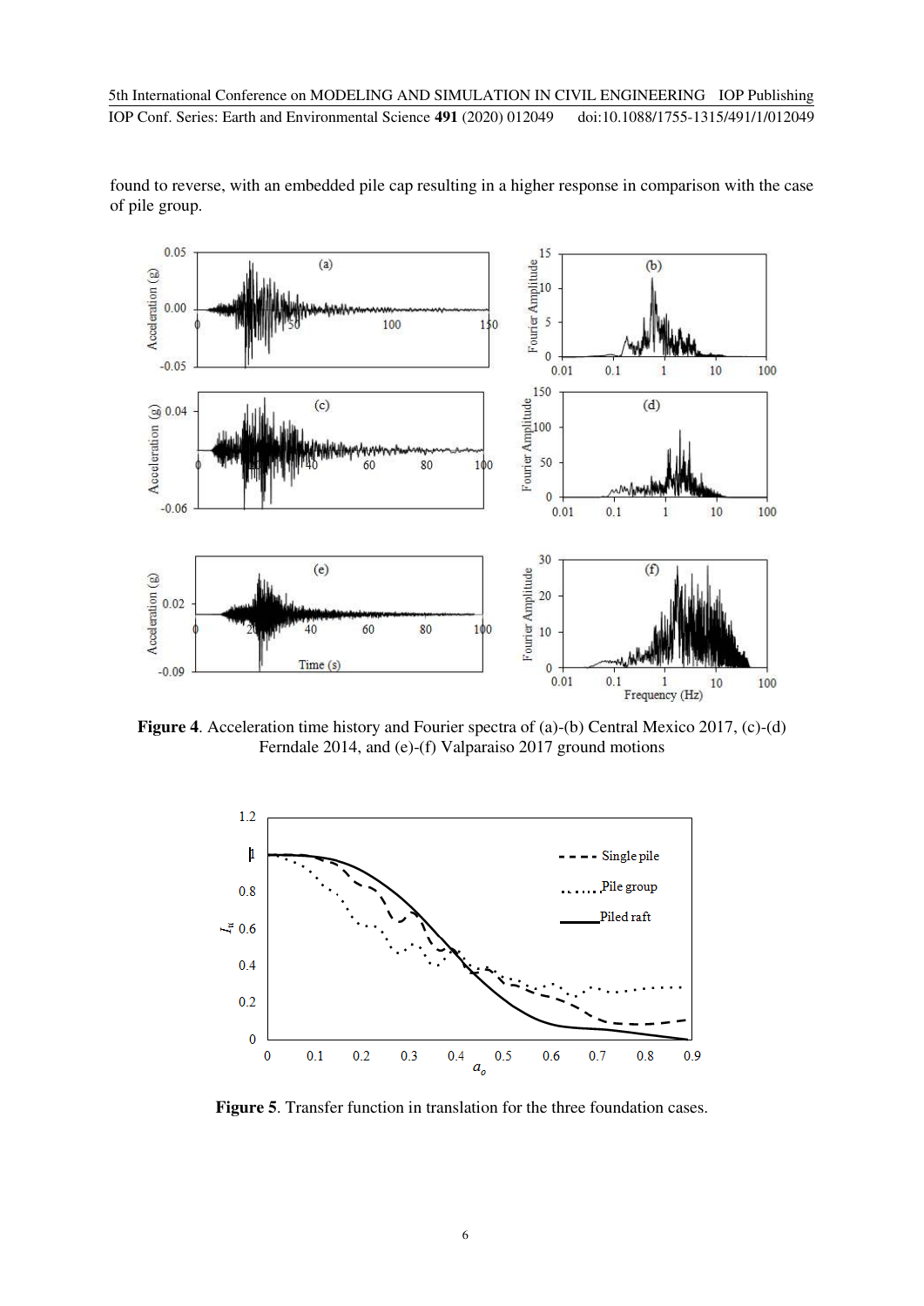found to reverse, with an embedded pile cap resulting in a higher response in comparison with the case of pile group.

**Figure 4**. Acceleration time history and Fourier spectra of (a)-(b) Central Mexico 2017, (c)-(d) Ferndale 2014, and (e)-(f) Valparaiso 2017 ground motions

**Figure 5**. Transfer function in translation for the three foundation cases.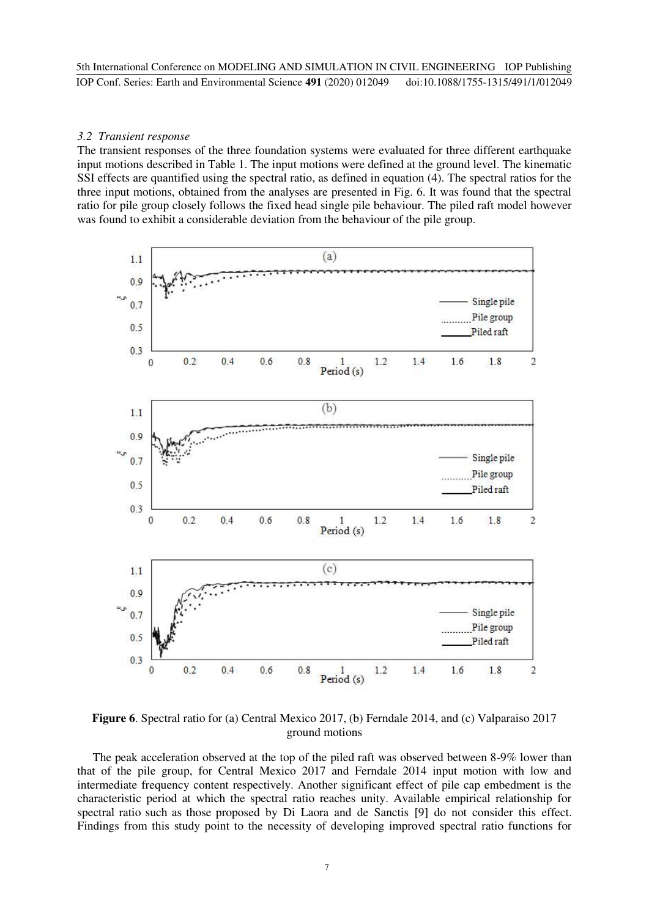*3.2 Transient response*

The transient responses of the three foundation systems were evaluated for three different earthquake input motions described in Table 1. The input motions were defined at the ground level. The kinematic SSI effects are quantified using the spectral ratio, as defined in equation (4). The spectral ratios for the three input motions, obtained from the analyses are presented in Fig. 6. It was found that the spectral ratio for pile group closely follows the fixed head single pile behaviour. The piled raft model however was found to exhibit a considerable deviation from the behaviour of the pile group.

**Figure 6**. Spectral ratio for (a) Central Mexico 2017, (b) Ferndale 2014, and (c) Valparaiso 2017 ground motions

The peak acceleration observed at the top of the piled raft was observed between 8-9% lower than that of the pile group, for Central Mexico 2017 and Ferndale 2014 input motion with low and intermediate frequency content respectively. Another significant effect of pile cap embedment is the characteristic period at which the spectral ratio reaches unity. Available empirical relationship for spectral ratio such as those proposed by Di Laora and de Sanctis [9] do not consider this effect. Findings from this study point to the necessity of developing improved spectral ratio functions for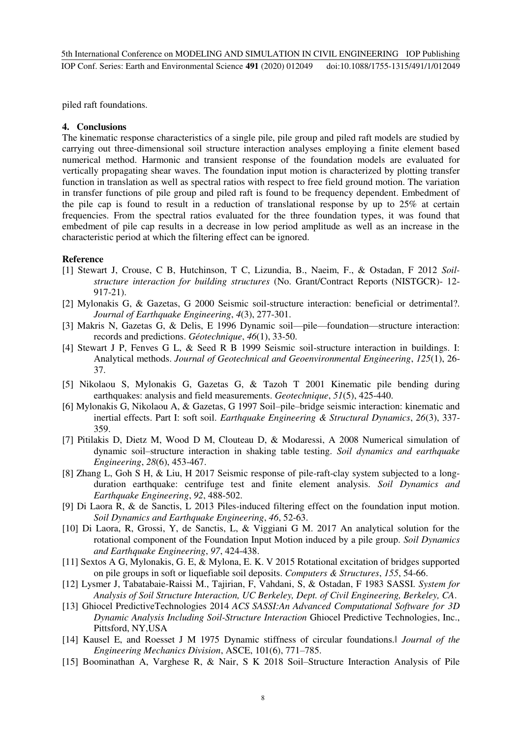piled raft foundations.

## 4. Conclusions

The kinematic response characteristics of a single pile, pile group and piled raft models are studied by carrying out three-dimensional soil structure interaction analyses employing a finite element based numerical method. Harmonic and transient response of the foundation models are evaluated for vertically propagating shear waves. The foundation input motion is characterized by plotting transfer function in translation as well as spectral ratios with respect to free field ground motion. The variation in transfer functions of pile group and piled raft is found to be frequency dependent. Embedment of the pile cap is found to result in a reduction of translational response by up to 25% at certain frequencies. From the spectral ratios evaluated for the three foundation types, it was found that embedment of pile cap results in a decrease in low period amplitude as well as an increase in the characteristic period at which the filtering effect can be ignored.

## Reference

[1] Stewart J, Crouse, C B, Hutchinson, T C, Lizundia, B., Naeim, F., & Ostadan, F 2012 *Soil-structure interaction for building structures* (No. Grant/Contract Reports (NISTGCR)- 12-917-21).

[2] Mylonakis G, & Gazetas, G 2000 Seismic soil-structure interaction: beneficial or detrimental?. *Journal of Earthquake Engineering*, *4*(3), 277-301.

[3] Makris N, Gazetas G, & Delis, E 1996 Dynamic soil—pile—foundation—structure interaction: records and predictions. *Géotechnique*, *46*(1), 33-50.

[4] Stewart J P, Fenves G L, & Seed R B 1999 Seismic soil-structure interaction in buildings. I: Analytical methods. *Journal of Geotechnical and Geoenvironmental Engineering*, *125*(1), 26-37.

[5] Nikolaou S, Mylonakis G, Gazetas G, & Tazoh T 2001 Kinematic pile bending during earthquakes: analysis and field measurements. *Geotechnique*, *51*(5), 425-440.

[6] Mylonakis G, Nikolaou A, & Gazetas, G 1997 Soil–pile–bridge seismic interaction: kinematic and inertial effects. Part I: soft soil. *Earthquake Engineering & Structural Dynamics*, *26*(3), 337-359.

[7] Pitilakis D, Dietz M, Wood D M, Clouteau D, & Modaressi, A 2008 Numerical simulation of dynamic soil–structure interaction in shaking table testing. *Soil dynamics and earthquake Engineering*, *28*(6), 453-467.

[8] Zhang L, Goh S H, & Liu, H 2017 Seismic response of pile-raft-clay system subjected to a long-duration earthquake: centrifuge test and finite element analysis. *Soil Dynamics and Earthquake Engineering*, *92*, 488-502.

[9] Di Laora R, & de Sanctis, L 2013 Piles-induced filtering effect on the foundation input motion. *Soil Dynamics and Earthquake Engineering*, *46*, 52-63.

[10] Di Laora, R, Grossi, Y, de Sanctis, L, & Viggiani G M. 2017 An analytical solution for the rotational component of the Foundation Input Motion induced by a pile group. *Soil Dynamics and Earthquake Engineering*, *97*, 424-438.

[11] Sextos A G, Mylonakis, G. E, & Mylona, E. K. V 2015 Rotational excitation of bridges supported on pile groups in soft or liquefiable soil deposits. *Computers & Structures*, *155*, 54-66.

[12] Lysmer J, Tabatabaie-Raissi M., Tajirian, F, Vahdani, S, & Ostadan, F 1983 SASSI. *System for Analysis of Soil Structure Interaction, UC Berkeley, Dept. of Civil Engineering, Berkeley, CA*.

[13] Ghiocel PredictiveTechnologies 2014 *ACS SASSI:An Advanced Computational Software for 3D Dynamic Analysis Including Soil-Structure Interaction* Ghiocel Predictive Technologies, Inc., Pittsford, NY,USA

[14] Kausel E, and Roesset J M 1975 Dynamic stiffness of circular foundations.‖ *Journal of the Engineering Mechanics Division*, ASCE, 101(6), 771–785.

[15] Boominathan A, Varghese R, & Nair, S K 2018 Soil–Structure Interaction Analysis of Pile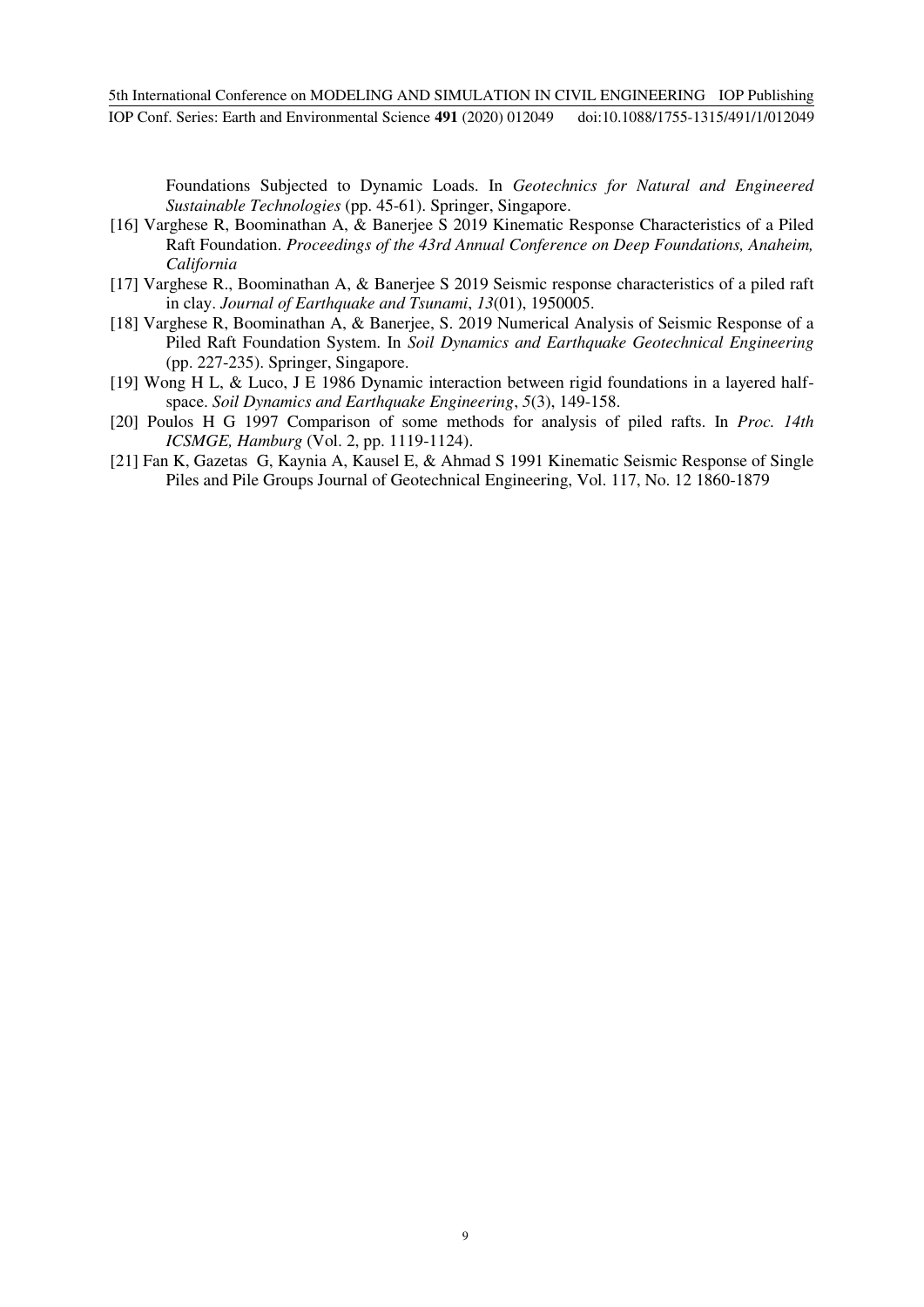Foundations Subjected to Dynamic Loads. In *Geotechnics for Natural and Engineered Sustainable Technologies* (pp. 45-61). Springer, Singapore.

[16] Varghese R, Boominathan A, & Banerjee S 2019 Kinematic Response Characteristics of a Piled Raft Foundation. *Proceedings of the 43rd Annual Conference on Deep Foundations, Anaheim, California*

[17] Varghese R., Boominathan A, & Banerjee S 2019 Seismic response characteristics of a piled raft in clay. *Journal of Earthquake and Tsunami*, *13*(01), 1950005.

[18] Varghese R, Boominathan A, & Banerjee, S. 2019 Numerical Analysis of Seismic Response of a Piled Raft Foundation System. In *Soil Dynamics and Earthquake Geotechnical Engineering* (pp. 227-235). Springer, Singapore.

[19] Wong H L, & Luco, J E 1986 Dynamic interaction between rigid foundations in a layered half-space. *Soil Dynamics and Earthquake Engineering*, *5*(3), 149-158.

[20] Poulos H G 1997 Comparison of some methods for analysis of piled rafts. In *Proc. 14th ICSMGE, Hamburg* (Vol. 2, pp. 1119-1124).

[21] Fan K, Gazetas G, Kaynia A, Kausel E, & Ahmad S 1991 Kinematic Seismic Response of Single Piles and Pile Groups Journal of Geotechnical Engineering, Vol. 117, No. 12 1860-1879